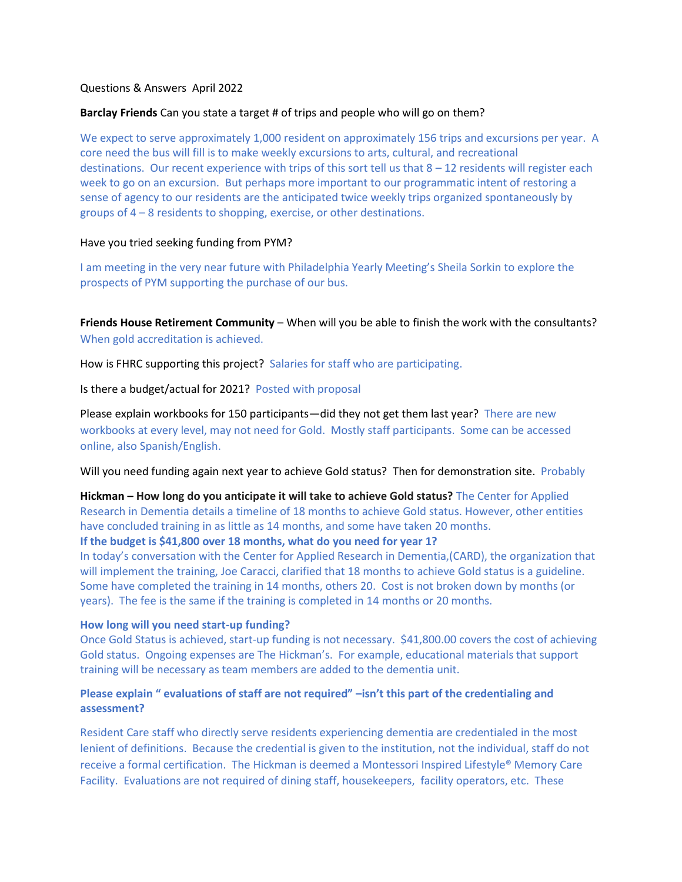Questions & Answers April 2022

**Barclay Friends** Can you state a target # of trips and people who will go on them?

We expect to serve approximately 1,000 resident on approximately 156 trips and excursions per year. A core need the bus will fill is to make weekly excursions to arts, cultural, and recreational destinations. Our recent experience with trips of this sort tell us that 8 – 12 residents will register each week to go on an excursion. But perhaps more important to our programmatic intent of restoring a sense of agency to our residents are the anticipated twice weekly trips organized spontaneously by groups of 4 – 8 residents to shopping, exercise, or other destinations.

Have you tried seeking funding from PYM?

I am meeting in the very near future with Philadelphia Yearly Meeting's Sheila Sorkin to explore the prospects of PYM supporting the purchase of our bus.

**Friends House Retirement Community** – When will you be able to finish the work with the consultants? When gold accreditation is achieved.

How is FHRC supporting this project? Salaries for staff who are participating.

Is there a budget/actual for 2021? Posted with proposal

Please explain workbooks for 150 participants—did they not get them last year? There are new workbooks at every level, may not need for Gold. Mostly staff participants. Some can be accessed online, also Spanish/English.

Will you need funding again next year to achieve Gold status? Then for demonstration site. Probably

**Hickman – How long do you anticipate it will take to achieve Gold status?** The Center for Applied Research in Dementia details a timeline of 18 months to achieve Gold status. However, other entities have concluded training in as little as 14 months, and some have taken 20 months.

**If the budget is $41,800 over 18 months, what do you need for year 1?**

In today's conversation with the Center for Applied Research in Dementia,(CARD), the organization that will implement the training, Joe Caracci, clarified that 18 months to achieve Gold status is a guideline. Some have completed the training in 14 months, others 20. Cost is not broken down by months (or years). The fee is the same if the training is completed in 14 months or 20 months.

**How long will you need start-up funding?**

Once Gold Status is achieved, start-up funding is not necessary. $41,800.00 covers the cost of achieving Gold status. Ongoing expenses are The Hickman's. For example, educational materials that support training will be necessary as team members are added to the dementia unit.

**Please explain " evaluations of staff are not required" –isn't this part of the credentialing and assessment?**

Resident Care staff who directly serve residents experiencing dementia are credentialed in the most lenient of definitions. Because the credential is given to the institution, not the individual, staff do not receive a formal certification. The Hickman is deemed a Montessori Inspired Lifestyle® Memory Care Facility. Evaluations are not required of dining staff, housekeepers, facility operators, etc. These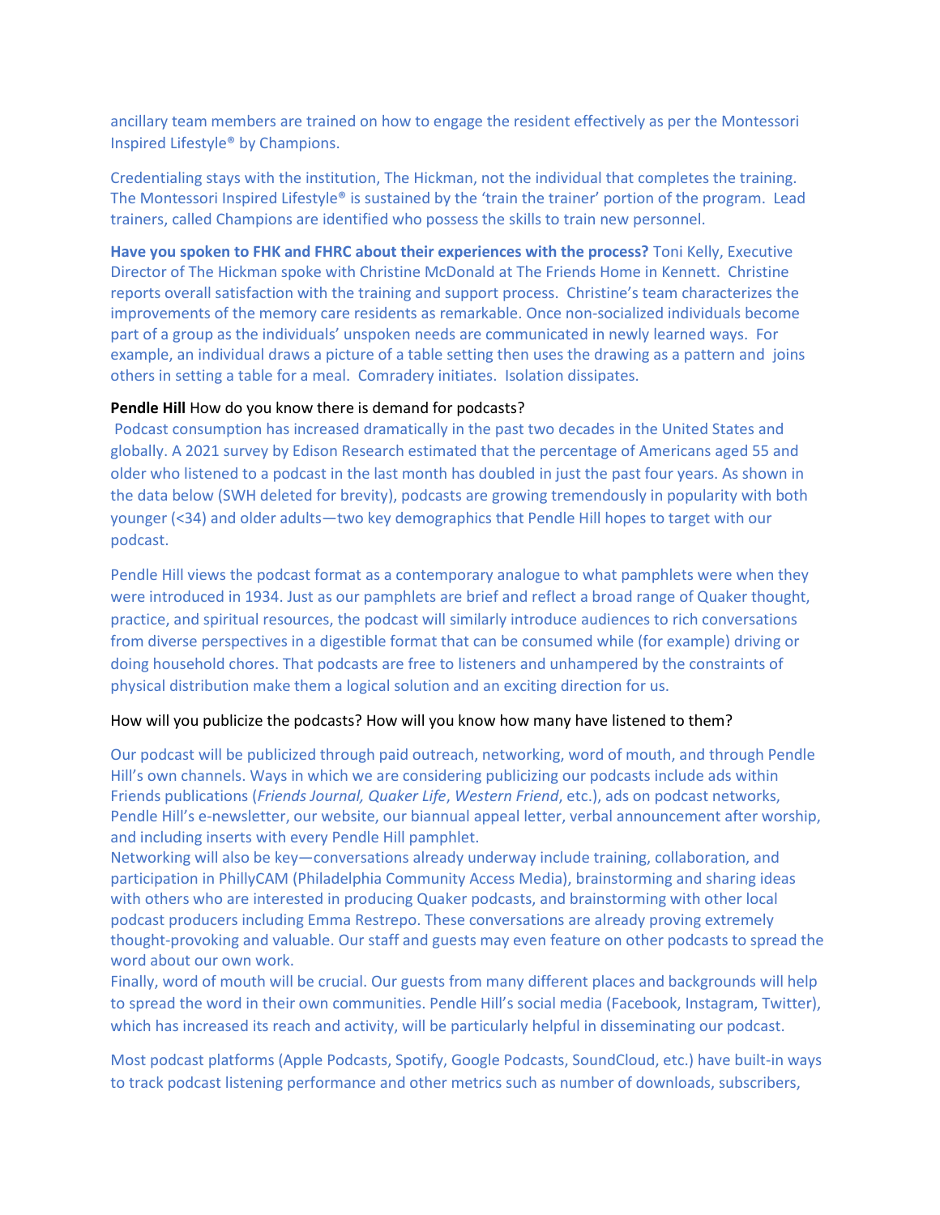ancillary team members are trained on how to engage the resident effectively as per the Montessori Inspired Lifestyle® by Champions.

Credentialing stays with the institution, The Hickman, not the individual that completes the training. The Montessori Inspired Lifestyle® is sustained by the 'train the trainer' portion of the program. Lead trainers, called Champions are identified who possess the skills to train new personnel.

**Have you spoken to FHK and FHRC about their experiences with the process?** Toni Kelly, Executive Director of The Hickman spoke with Christine McDonald at The Friends Home in Kennett. Christine reports overall satisfaction with the training and support process. Christine's team characterizes the improvements of the memory care residents as remarkable. Once non-socialized individuals become part of a group as the individuals' unspoken needs are communicated in newly learned ways. For example, an individual draws a picture of a table setting then uses the drawing as a pattern and joins others in setting a table for a meal. Comradery initiates. Isolation dissipates.

**Pendle Hill** How do you know there is demand for podcasts?

Podcast consumption has increased dramatically in the past two decades in the United States and globally. A 2021 survey by Edison Research estimated that the percentage of Americans aged 55 and older who listened to a podcast in the last month has doubled in just the past four years. As shown in the data below (SWH deleted for brevity), podcasts are growing tremendously in popularity with both younger (<34) and older adults—two key demographics that Pendle Hill hopes to target with our podcast.

Pendle Hill views the podcast format as a contemporary analogue to what pamphlets were when they were introduced in 1934. Just as our pamphlets are brief and reflect a broad range of Quaker thought, practice, and spiritual resources, the podcast will similarly introduce audiences to rich conversations from diverse perspectives in a digestible format that can be consumed while (for example) driving or doing household chores. That podcasts are free to listeners and unhampered by the constraints of physical distribution make them a logical solution and an exciting direction for us.

How will you publicize the podcasts? How will you know how many have listened to them?

Our podcast will be publicized through paid outreach, networking, word of mouth, and through Pendle Hill's own channels. Ways in which we are considering publicizing our podcasts include ads within Friends publications (*Friends Journal, Quaker Life*, *Western Friend*, etc.), ads on podcast networks, Pendle Hill's e-newsletter, our website, our biannual appeal letter, verbal announcement after worship, and including inserts with every Pendle Hill pamphlet.

Networking will also be key—conversations already underway include training, collaboration, and participation in PhillyCAM (Philadelphia Community Access Media), brainstorming and sharing ideas with others who are interested in producing Quaker podcasts, and brainstorming with other local podcast producers including Emma Restrepo. These conversations are already proving extremely thought-provoking and valuable. Our staff and guests may even feature on other podcasts to spread the word about our own work.

Finally, word of mouth will be crucial. Our guests from many different places and backgrounds will help to spread the word in their own communities. Pendle Hill's social media (Facebook, Instagram, Twitter), which has increased its reach and activity, will be particularly helpful in disseminating our podcast.

Most podcast platforms (Apple Podcasts, Spotify, Google Podcasts, SoundCloud, etc.) have built-in ways to track podcast listening performance and other metrics such as number of downloads, subscribers,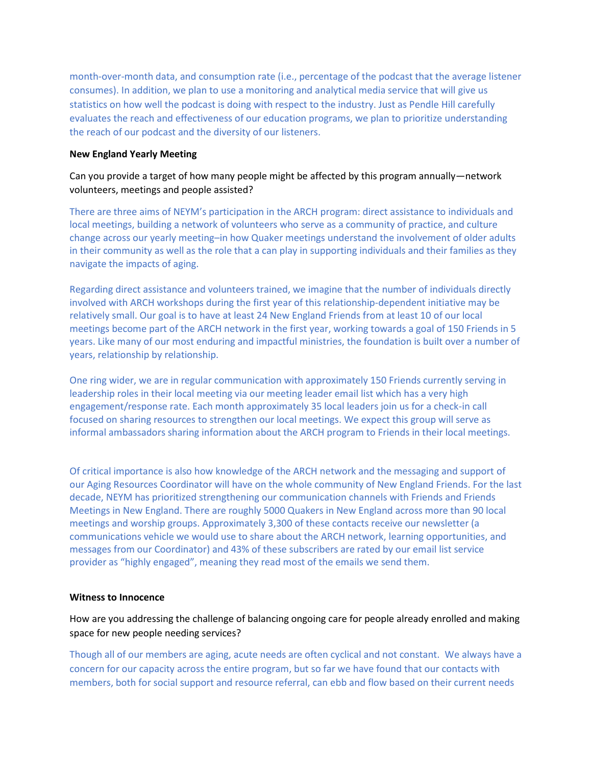month-over-month data, and consumption rate (i.e., percentage of the podcast that the average listener consumes). In addition, we plan to use a monitoring and analytical media service that will give us statistics on how well the podcast is doing with respect to the industry. Just as Pendle Hill carefully evaluates the reach and effectiveness of our education programs, we plan to prioritize understanding the reach of our podcast and the diversity of our listeners.

**New England Yearly Meeting**

Can you provide a target of how many people might be affected by this program annually—network volunteers, meetings and people assisted?

There are three aims of NEYM's participation in the ARCH program: direct assistance to individuals and local meetings, building a network of volunteers who serve as a community of practice, and culture change across our yearly meeting–in how Quaker meetings understand the involvement of older adults in their community as well as the role that a can play in supporting individuals and their families as they navigate the impacts of aging.

Regarding direct assistance and volunteers trained, we imagine that the number of individuals directly involved with ARCH workshops during the first year of this relationship-dependent initiative may be relatively small. Our goal is to have at least 24 New England Friends from at least 10 of our local meetings become part of the ARCH network in the first year, working towards a goal of 150 Friends in 5 years. Like many of our most enduring and impactful ministries, the foundation is built over a number of years, relationship by relationship.

One ring wider, we are in regular communication with approximately 150 Friends currently serving in leadership roles in their local meeting via our meeting leader email list which has a very high engagement/response rate. Each month approximately 35 local leaders join us for a check-in call focused on sharing resources to strengthen our local meetings. We expect this group will serve as informal ambassadors sharing information about the ARCH program to Friends in their local meetings.

Of critical importance is also how knowledge of the ARCH network and the messaging and support of our Aging Resources Coordinator will have on the whole community of New England Friends. For the last decade, NEYM has prioritized strengthening our communication channels with Friends and Friends Meetings in New England. There are roughly 5000 Quakers in New England across more than 90 local meetings and worship groups. Approximately 3,300 of these contacts receive our newsletter (a communications vehicle we would use to share about the ARCH network, learning opportunities, and messages from our Coordinator) and 43% of these subscribers are rated by our email list service provider as "highly engaged", meaning they read most of the emails we send them.

**Witness to Innocence**

How are you addressing the challenge of balancing ongoing care for people already enrolled and making space for new people needing services?

Though all of our members are aging, acute needs are often cyclical and not constant. We always have a concern for our capacity across the entire program, but so far we have found that our contacts with members, both for social support and resource referral, can ebb and flow based on their current needs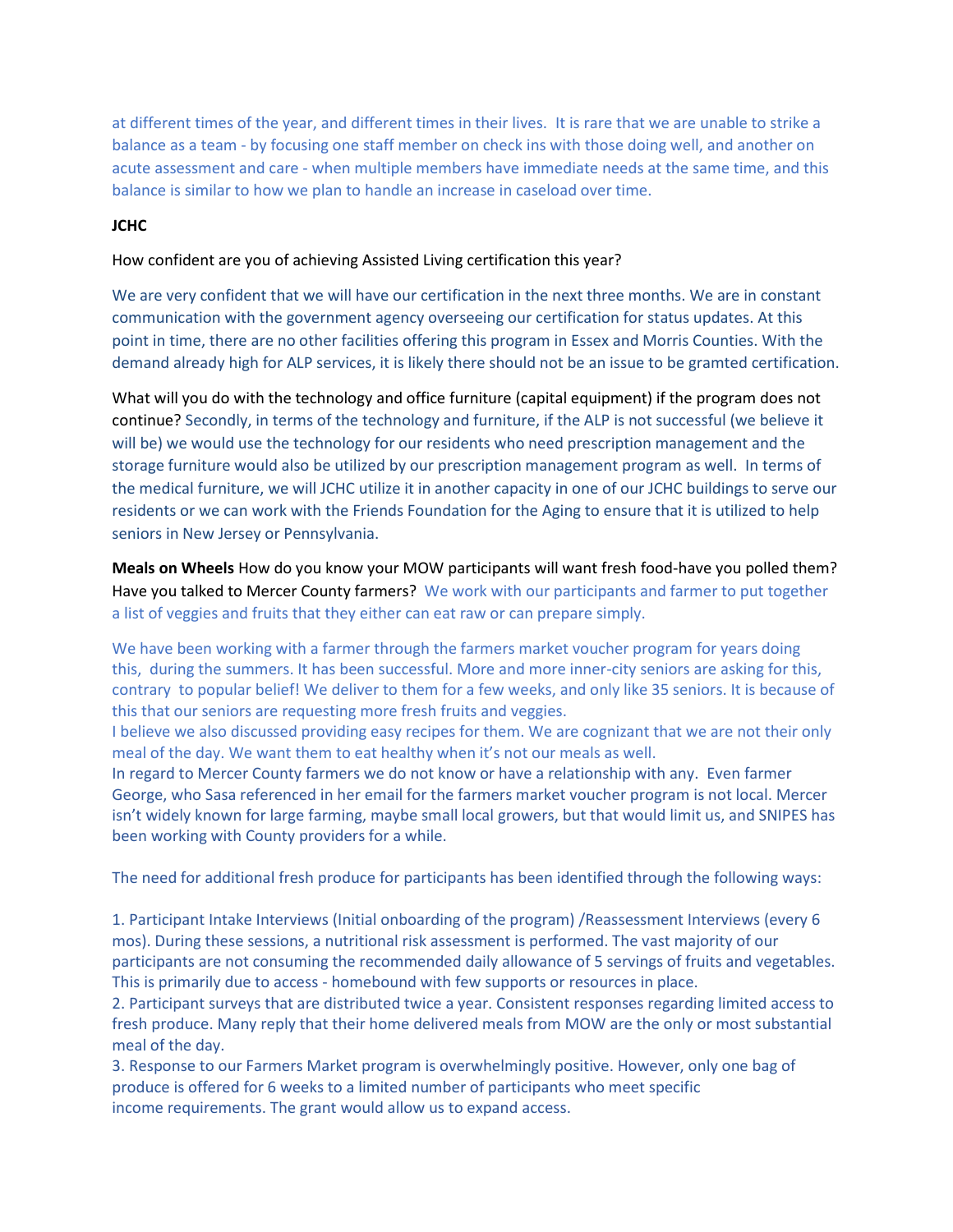at different times of the year, and different times in their lives. It is rare that we are unable to strike a balance as a team - by focusing one staff member on check ins with those doing well, and another on acute assessment and care - when multiple members have immediate needs at the same time, and this balance is similar to how we plan to handle an increase in caseload over time.

**JCHC**

How confident are you of achieving Assisted Living certification this year?

We are very confident that we will have our certification in the next three months. We are in constant communication with the government agency overseeing our certification for status updates. At this point in time, there are no other facilities offering this program in Essex and Morris Counties. With the demand already high for ALP services, it is likely there should not be an issue to be gramted certification.

What will you do with the technology and office furniture (capital equipment) if the program does not continue? Secondly, in terms of the technology and furniture, if the ALP is not successful (we believe it will be) we would use the technology for our residents who need prescription management and the storage furniture would also be utilized by our prescription management program as well. In terms of the medical furniture, we will JCHC utilize it in another capacity in one of our JCHC buildings to serve our residents or we can work with the Friends Foundation for the Aging to ensure that it is utilized to help seniors in New Jersey or Pennsylvania.

**Meals on Wheels** How do you know your MOW participants will want fresh food-have you polled them? Have you talked to Mercer County farmers? We work with our participants and farmer to put together a list of veggies and fruits that they either can eat raw or can prepare simply.

We have been working with a farmer through the farmers market voucher program for years doing this, during the summers. It has been successful. More and more inner-city seniors are asking for this, contrary to popular belief! We deliver to them for a few weeks, and only like 35 seniors. It is because of this that our seniors are requesting more fresh fruits and veggies.
I believe we also discussed providing easy recipes for them. We are cognizant that we are not their only meal of the day. We want them to eat healthy when it's not our meals as well.
In regard to Mercer County farmers we do not know or have a relationship with any. Even farmer George, who Sasa referenced in her email for the farmers market voucher program is not local. Mercer isn't widely known for large farming, maybe small local growers, but that would limit us, and SNIPES has been working with County providers for a while.

The need for additional fresh produce for participants has been identified through the following ways:

1. Participant Intake Interviews (Initial onboarding of the program) /Reassessment Interviews (every 6 mos). During these sessions, a nutritional risk assessment is performed. The vast majority of our participants are not consuming the recommended daily allowance of 5 servings of fruits and vegetables. This is primarily due to access - homebound with few supports or resources in place.
2. Participant surveys that are distributed twice a year. Consistent responses regarding limited access to fresh produce. Many reply that their home delivered meals from MOW are the only or most substantial meal of the day.
3. Response to our Farmers Market program is overwhelmingly positive. However, only one bag of produce is offered for 6 weeks to a limited number of participants who meet specific income requirements. The grant would allow us to expand access.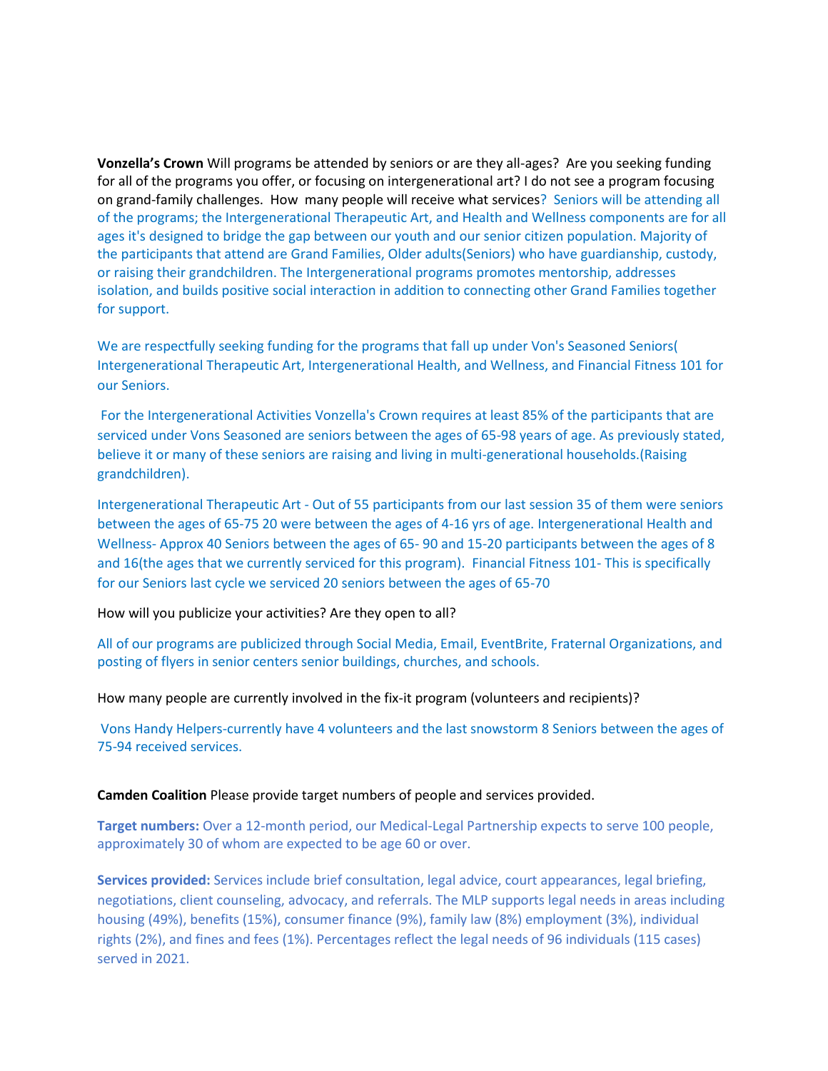**Vonzella's Crown** Will programs be attended by seniors or are they all-ages? Are you seeking funding for all of the programs you offer, or focusing on intergenerational art? I do not see a program focusing on grand-family challenges. How many people will receive what services? Seniors will be attending all of the programs; the Intergenerational Therapeutic Art, and Health and Wellness components are for all ages it's designed to bridge the gap between our youth and our senior citizen population. Majority of the participants that attend are Grand Families, Older adults(Seniors) who have guardianship, custody, or raising their grandchildren. The Intergenerational programs promotes mentorship, addresses isolation, and builds positive social interaction in addition to connecting other Grand Families together for support.

We are respectfully seeking funding for the programs that fall up under Von's Seasoned Seniors( Intergenerational Therapeutic Art, Intergenerational Health, and Wellness, and Financial Fitness 101 for our Seniors.

For the Intergenerational Activities Vonzella's Crown requires at least 85% of the participants that are serviced under Vons Seasoned are seniors between the ages of 65-98 years of age. As previously stated, believe it or many of these seniors are raising and living in multi-generational households.(Raising grandchildren).

Intergenerational Therapeutic Art - Out of 55 participants from our last session 35 of them were seniors between the ages of 65-75 20 were between the ages of 4-16 yrs of age. Intergenerational Health and Wellness- Approx 40 Seniors between the ages of 65- 90 and 15-20 participants between the ages of 8 and 16(the ages that we currently serviced for this program). Financial Fitness 101- This is specifically for our Seniors last cycle we serviced 20 seniors between the ages of 65-70

How will you publicize your activities? Are they open to all?

All of our programs are publicized through Social Media, Email, EventBrite, Fraternal Organizations, and posting of flyers in senior centers senior buildings, churches, and schools.

How many people are currently involved in the fix-it program (volunteers and recipients)?

Vons Handy Helpers-currently have 4 volunteers and the last snowstorm 8 Seniors between the ages of 75-94 received services.

**Camden Coalition** Please provide target numbers of people and services provided.

**Target numbers:** Over a 12-month period, our Medical-Legal Partnership expects to serve 100 people, approximately 30 of whom are expected to be age 60 or over.

**Services provided:** Services include brief consultation, legal advice, court appearances, legal briefing, negotiations, client counseling, advocacy, and referrals. The MLP supports legal needs in areas including housing (49%), benefits (15%), consumer finance (9%), family law (8%) employment (3%), individual rights (2%), and fines and fees (1%). Percentages reflect the legal needs of 96 individuals (115 cases) served in 2021.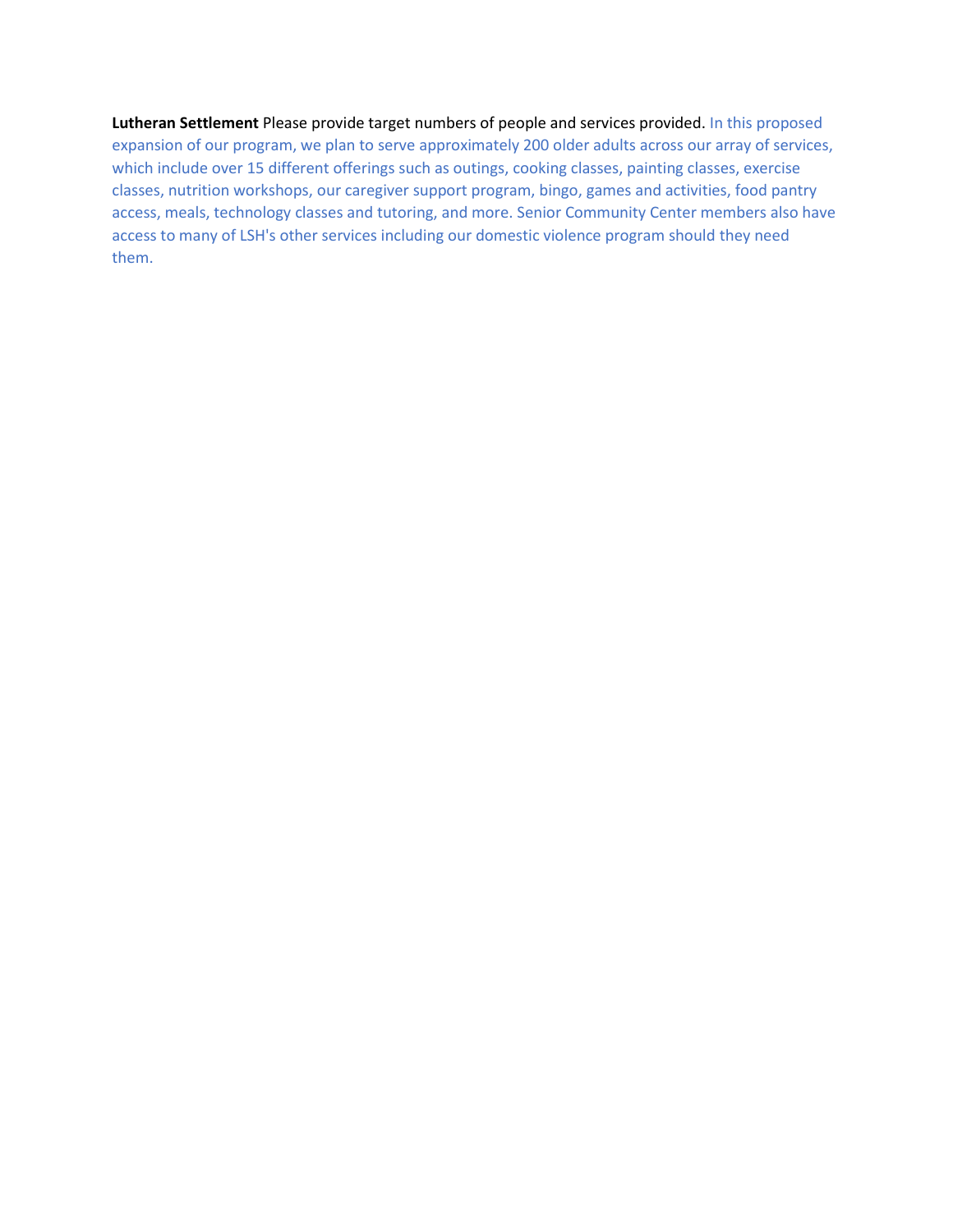**Lutheran Settlement** Please provide target numbers of people and services provided. In this proposed expansion of our program, we plan to serve approximately 200 older adults across our array of services, which include over 15 different offerings such as outings, cooking classes, painting classes, exercise classes, nutrition workshops, our caregiver support program, bingo, games and activities, food pantry access, meals, technology classes and tutoring, and more. Senior Community Center members also have access to many of LSH's other services including our domestic violence program should they need them.